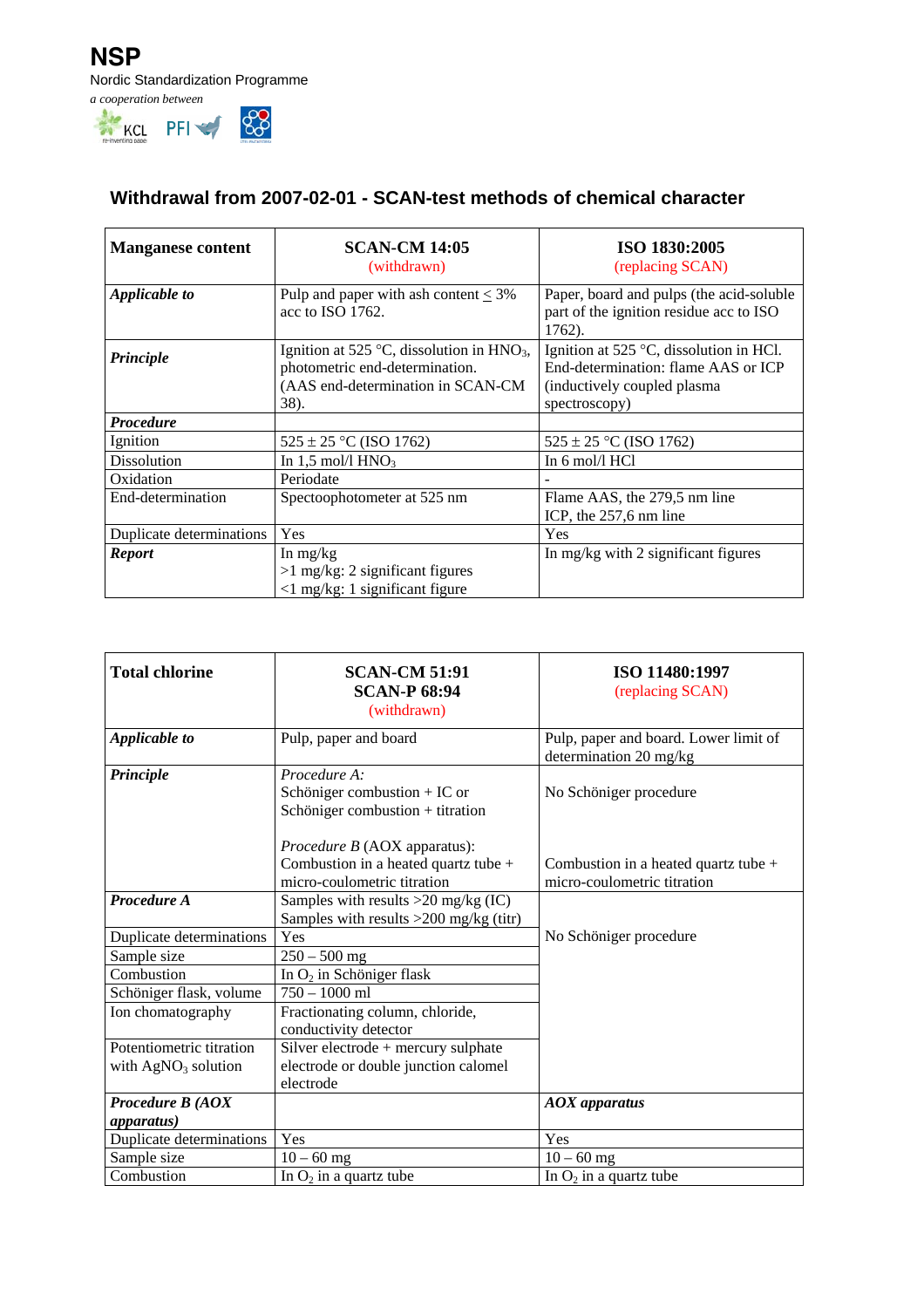# NSP

Nordic Standardization Programme

*a cooperation between*

KCL PFI

## Withdrawal from 2007-02-01 - SCAN-test methods of chemical character

| **Manganese content** | **SCAN-CM 14:05** (withdrawn) | **ISO 1830:2005** (replacing SCAN) |
|---|---|---|
| ***Applicable to*** | Pulp and paper with ash content ≤ 3% acc to ISO 1762. | Paper, board and pulps (the acid-soluble part of the ignition residue acc to ISO 1762). |
| ***Principle*** | Ignition at 525 °C, dissolution in $HNO_3$, photometric end-determination. (AAS end-determination in SCAN-CM 38). | Ignition at 525 °C, dissolution in HCl. End-determination: flame AAS or ICP (inductively coupled plasma spectroscopy) |
| ***Procedure*** | | |
| Ignition | 525 ± 25 °C (ISO 1762) | 525 ± 25 °C (ISO 1762) |
| Dissolution | In 1,5 mol/l $HNO_3$ | In 6 mol/l HCl |
| Oxidation | Periodate | - |
| End-determination | Spectoophotometer at 525 nm | Flame AAS, the 279,5 nm line<br>ICP, the 257,6 nm line |
| Duplicate determinations | Yes | Yes |
| ***Report*** | In mg/kg<br>>1 mg/kg: 2 significant figures<br><1 mg/kg: 1 significant figure | In mg/kg with 2 significant figures |

| **Total chlorine** | **SCAN-CM 51:91**<br>**SCAN-P 68:94** (withdrawn) | **ISO 11480:1997** (replacing SCAN) |
|---|---|---|
| ***Applicable to*** | Pulp, paper and board | Pulp, paper and board. Lower limit of determination 20 mg/kg |
| ***Principle*** | *Procedure A:*<br>Schöniger combustion + IC or<br>Schöniger combustion + titration<br><br>*Procedure B* (AOX apparatus):<br>Combustion in a heated quartz tube + micro-coulometric titration | No Schöniger procedure<br><br>Combustion in a heated quartz tube + micro-coulometric titration |
| ***Procedure A*** | Samples with results >20 mg/kg (IC)<br>Samples with results >200 mg/kg (titr) | No Schöniger procedure |
| Duplicate determinations | Yes | |
| Sample size | 250 – 500 mg | |
| Combustion | In $O_2$ in Schöniger flask | |
| Schöniger flask, volume | 750 – 1000 ml | |
| Ion chomatography | Fractionating column, chloride, conductivity detector | |
| Potentiometric titration with $AgNO_3$ solution | Silver electrode + mercury sulphate electrode or double junction calomel electrode | |
| ***Procedure B (AOX apparatus)*** | | ***AOX apparatus*** |
| Duplicate determinations | Yes | Yes |
| Sample size | 10 – 60 mg | 10 – 60 mg |
| Combustion | In $O_2$ in a quartz tube | In $O_2$ in a quartz tube |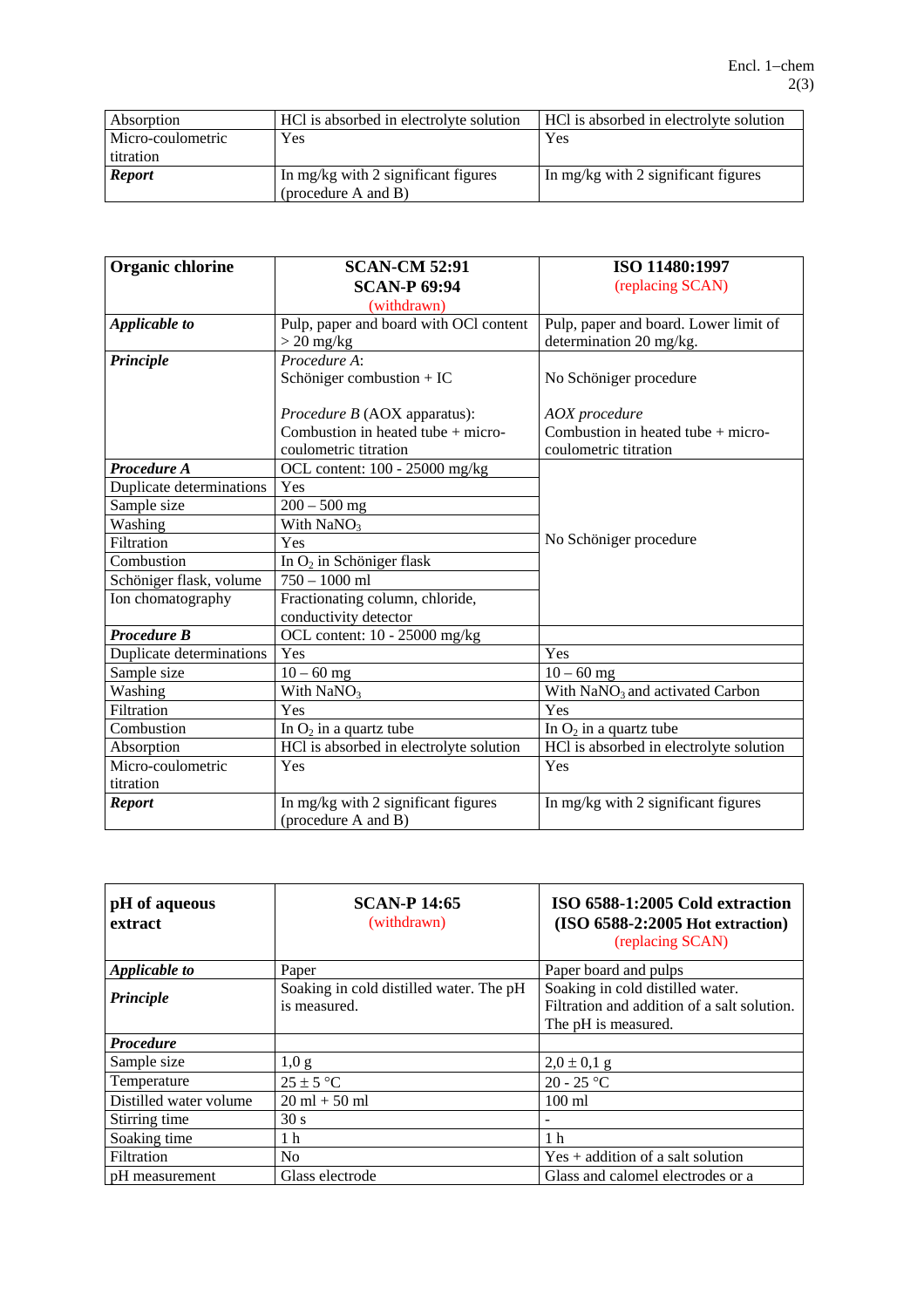| Absorption | HCl is absorbed in electrolyte solution | HCl is absorbed in electrolyte solution |
|---|---|---|
| Micro-coulometric titration | Yes | Yes |
| ***Report*** | In mg/kg with 2 significant figures (procedure A and B) | In mg/kg with 2 significant figures |

| **Organic chlorine** | **SCAN-CM 52:91 SCAN-P 69:94** (withdrawn) | **ISO 11480:1997** (replacing SCAN) |
|---|---|---|
| ***Applicable to*** | Pulp, paper and board with OCl content > 20 mg/kg | Pulp, paper and board. Lower limit of determination 20 mg/kg. |
| ***Principle*** | *Procedure A*: Schöniger combustion + IC<br><br>*Procedure B* (AOX apparatus): Combustion in heated tube + micro-coulometric titration | No Schöniger procedure<br><br>*AOX procedure* Combustion in heated tube + micro-coulometric titration |
| ***Procedure A*** | OCL content: 100 - 25000 mg/kg | No Schöniger procedure |
| Duplicate determinations | Yes | |
| Sample size | 200 – 500 mg | |
| Washing | With $NaNO_3$ | |
| Filtration | Yes | |
| Combustion | In $O_2$ in Schöniger flask | |
| Schöniger flask, volume | 750 – 1000 ml | |
| Ion chomatography | Fractionating column, chloride, conductivity detector | |
| ***Procedure B*** | OCL content: 10 - 25000 mg/kg | |
| Duplicate determinations | Yes | Yes |
| Sample size | 10 – 60 mg | 10 – 60 mg |
| Washing | With $NaNO_3$ | With $NaNO_3$ and activated Carbon |
| Filtration | Yes | Yes |
| Combustion | In $O_2$ in a quartz tube | In $O_2$ in a quartz tube |
| Absorption | HCl is absorbed in electrolyte solution | HCl is absorbed in electrolyte solution |
| Micro-coulometric titration | Yes | Yes |
| ***Report*** | In mg/kg with 2 significant figures (procedure A and B) | In mg/kg with 2 significant figures |

| **pH of aqueous extract** | **SCAN-P 14:65** (withdrawn) | **ISO 6588-1:2005 Cold extraction (ISO 6588-2:2005 Hot extraction)** (replacing SCAN) |
|---|---|---|
| ***Applicable to*** | Paper | Paper board and pulps |
| ***Principle*** | Soaking in cold distilled water. The pH is measured. | Soaking in cold distilled water. Filtration and addition of a salt solution. The pH is measured. |
| ***Procedure*** | | |
| Sample size | 1,0 g | 2,0 ± 0,1 g |
| Temperature | 25 ± 5 °C | 20 - 25 °C |
| Distilled water volume | 20 ml + 50 ml | 100 ml |
| Stirring time | 30 s | - |
| Soaking time | 1 h | 1 h |
| Filtration | No | Yes + addition of a salt solution |
| pH measurement | Glass electrode | Glass and calomel electrodes or a |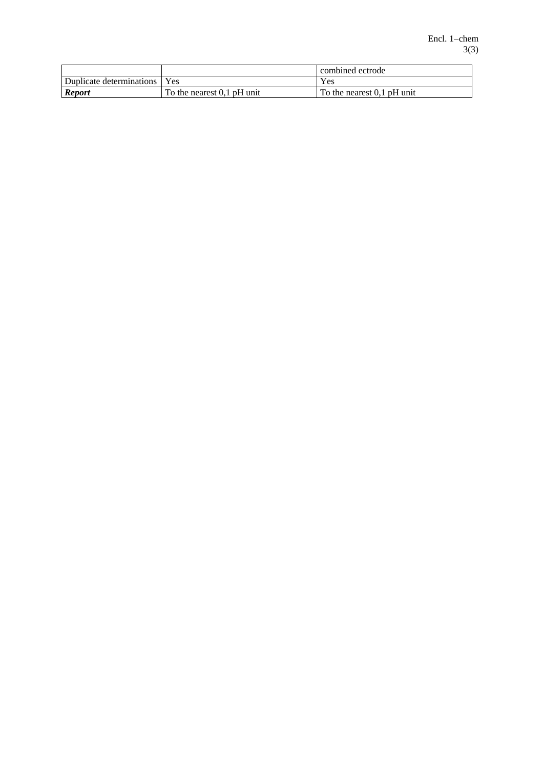| | | |
|---|---|---|
| | | combined ectrode |
| Duplicate determinations | Yes | Yes |
| ***Report*** | To the nearest 0,1 pH unit | To the nearest 0,1 pH unit |